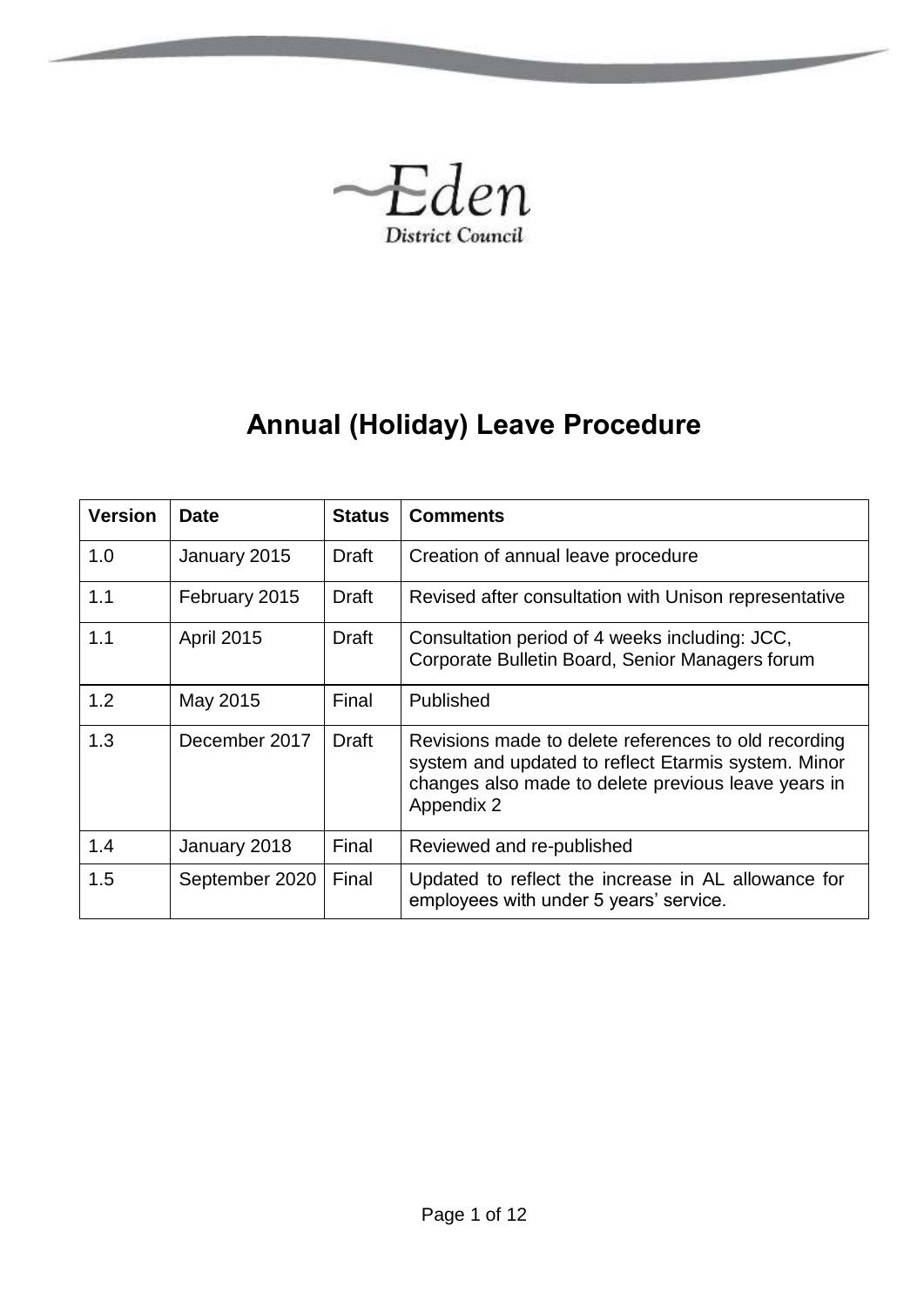Eden

District Council

# Annual (Holiday) Leave Procedure

| Version | Date | Status | Comments |
|---|---|---|---|
| 1.0 | January 2015 | Draft | Creation of annual leave procedure |
| 1.1 | February 2015 | Draft | Revised after consultation with Unison representative |
| 1.1 | April 2015 | Draft | Consultation period of 4 weeks including: JCC, Corporate Bulletin Board, Senior Managers forum |
| 1.2 | May 2015 | Final | Published |
| 1.3 | December 2017 | Draft | Revisions made to delete references to old recording system and updated to reflect Etarmis system. Minor changes also made to delete previous leave years in Appendix 2 |
| 1.4 | January 2018 | Final | Reviewed and re-published |
| 1.5 | September 2020 | Final | Updated to reflect the increase in AL allowance for employees with under 5 years' service. |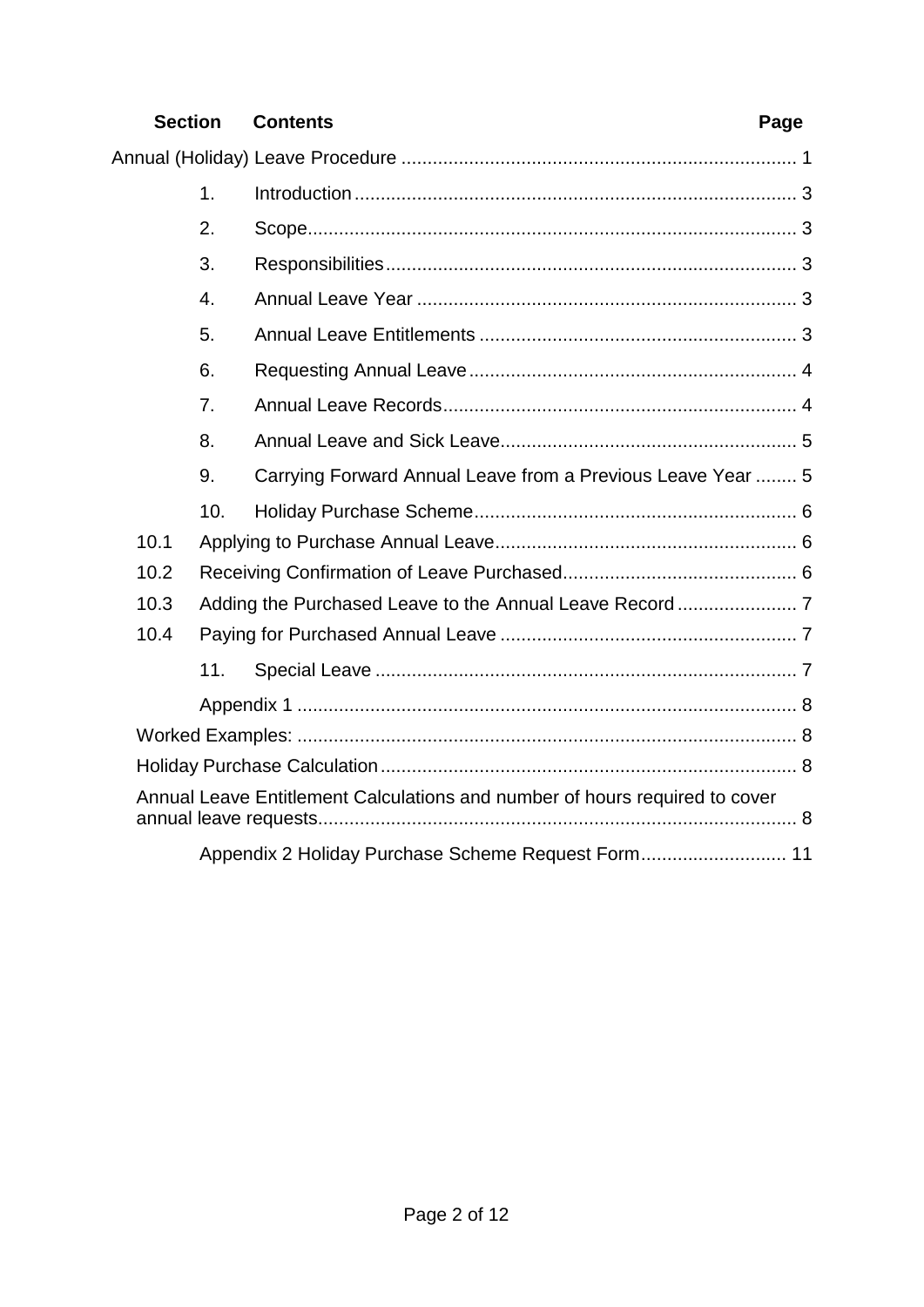| Section | Contents | Page |
|---|---|---|
| Annual (Holiday) Leave Procedure | | 1 |
| 1. | Introduction | 3 |
| 2. | Scope | 3 |
| 3. | Responsibilities | 3 |
| 4. | Annual Leave Year | 3 |
| 5. | Annual Leave Entitlements | 3 |
| 6. | Requesting Annual Leave | 4 |
| 7. | Annual Leave Records | 4 |
| 8. | Annual Leave and Sick Leave | 5 |
| 9. | Carrying Forward Annual Leave from a Previous Leave Year | 5 |
| 10. | Holiday Purchase Scheme | 6 |
| 10.1 | Applying to Purchase Annual Leave | 6 |
| 10.2 | Receiving Confirmation of Leave Purchased | 6 |
| 10.3 | Adding the Purchased Leave to the Annual Leave Record | 7 |
| 10.4 | Paying for Purchased Annual Leave | 7 |
| 11. | Special Leave | 7 |
| | Appendix 1 | 8 |
| Worked Examples: | | 8 |
| Holiday Purchase Calculation | | 8 |
| Annual Leave Entitlement Calculations and number of hours required to cover annual leave requests | | 8 |
| | Appendix 2 Holiday Purchase Scheme Request Form | 11 |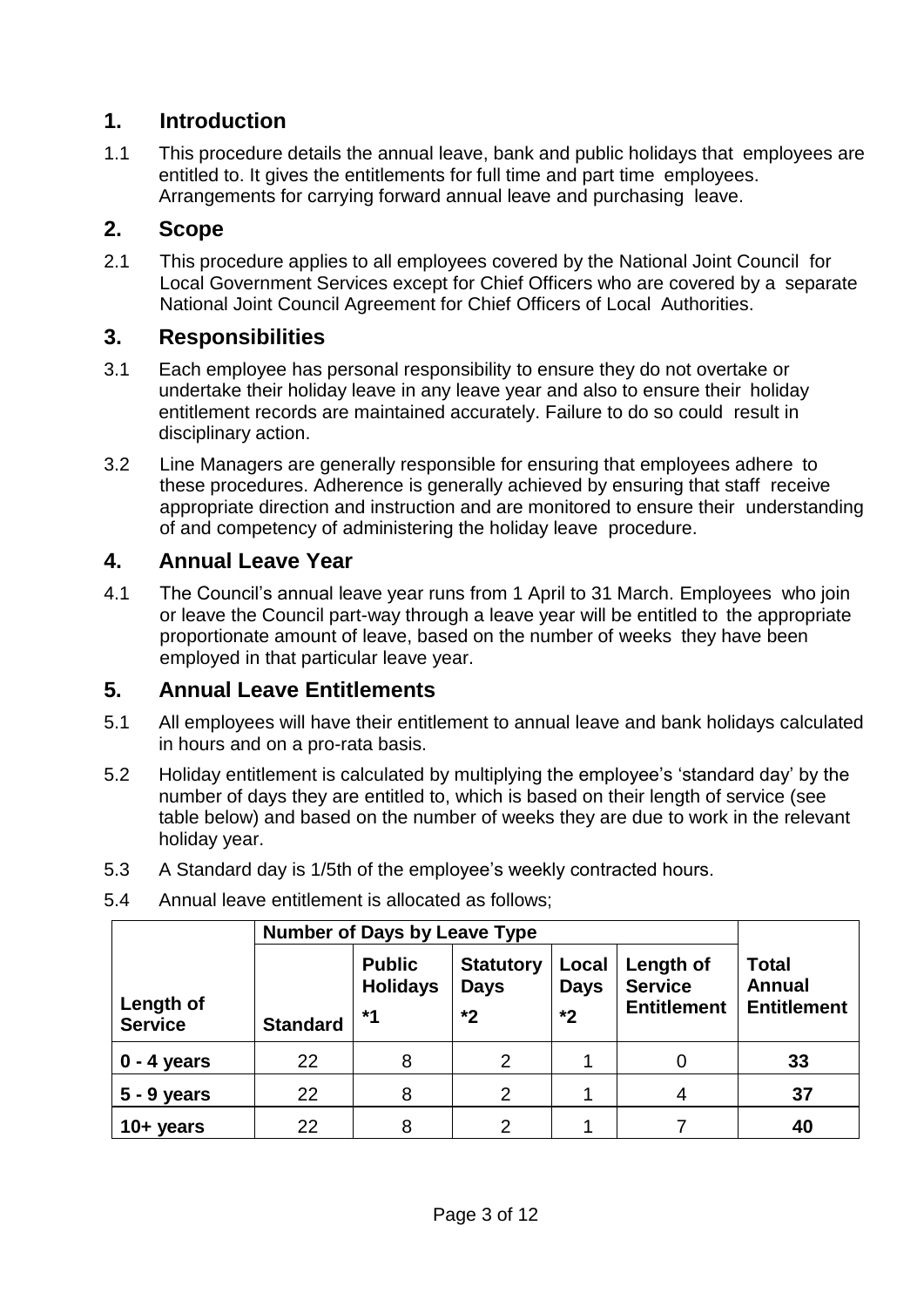## 1. Introduction

1.1 This procedure details the annual leave, bank and public holidays that employees are entitled to. It gives the entitlements for full time and part time employees. Arrangements for carrying forward annual leave and purchasing leave.

## 2. Scope

2.1 This procedure applies to all employees covered by the National Joint Council for Local Government Services except for Chief Officers who are covered by a separate National Joint Council Agreement for Chief Officers of Local Authorities.

## 3. Responsibilities

3.1 Each employee has personal responsibility to ensure they do not overtake or undertake their holiday leave in any leave year and also to ensure their holiday entitlement records are maintained accurately. Failure to do so could result in disciplinary action.

3.2 Line Managers are generally responsible for ensuring that employees adhere to these procedures. Adherence is generally achieved by ensuring that staff receive appropriate direction and instruction and are monitored to ensure their understanding of and competency of administering the holiday leave procedure.

## 4. Annual Leave Year

4.1 The Council's annual leave year runs from 1 April to 31 March. Employees who join or leave the Council part-way through a leave year will be entitled to the appropriate proportionate amount of leave, based on the number of weeks they have been employed in that particular leave year.

## 5. Annual Leave Entitlements

5.1 All employees will have their entitlement to annual leave and bank holidays calculated in hours and on a pro-rata basis.

5.2 Holiday entitlement is calculated by multiplying the employee's 'standard day' by the number of days they are entitled to, which is based on their length of service (see table below) and based on the number of weeks they are due to work in the relevant holiday year.

5.3 A Standard day is 1/5th of the employee's weekly contracted hours.

5.4 Annual leave entitlement is allocated as follows;

| | **Number of Days by Leave Type** | | | | | |
|---|---|---|---|---|---|---|
| **Length of Service** | **Standard** | **Public Holidays *1** | **Statutory Days *2** | **Local Days *2** | **Length of Service Entitlement** | **Total Annual Entitlement** |
| **0 - 4 years** | 22 | 8 | 2 | 1 | 0 | **33** |
| **5 - 9 years** | 22 | 8 | 2 | 1 | 4 | **37** |
| **10+ years** | 22 | 8 | 2 | 1 | 7 | **40** |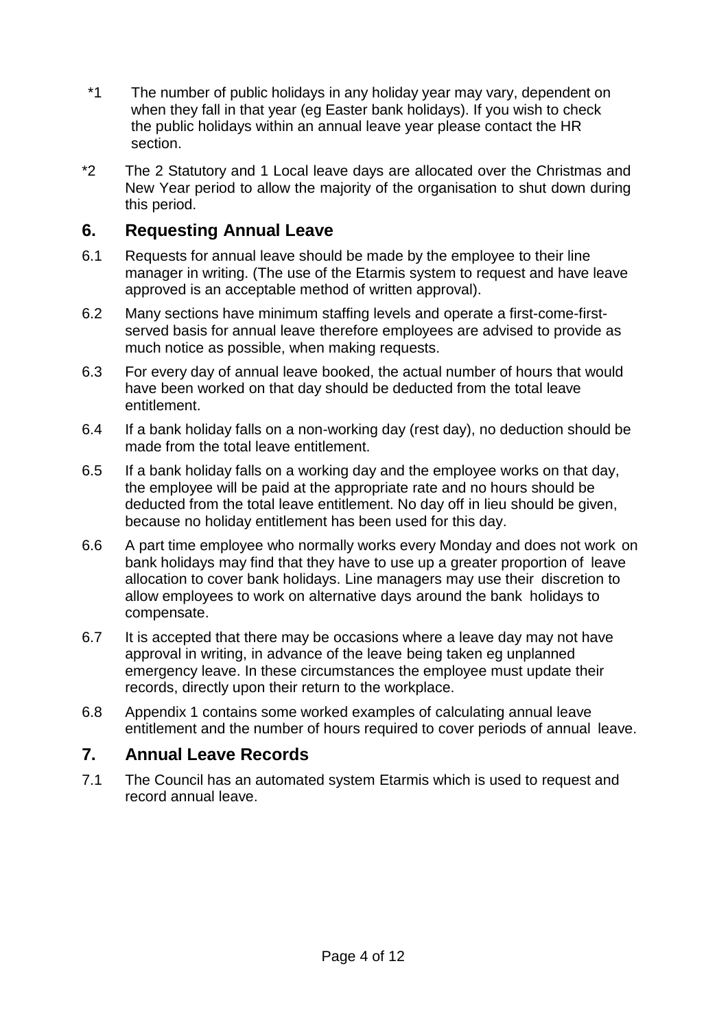\*1 The number of public holidays in any holiday year may vary, dependent on when they fall in that year (eg Easter bank holidays). If you wish to check the public holidays within an annual leave year please contact the HR section.

\*2 The 2 Statutory and 1 Local leave days are allocated over the Christmas and New Year period to allow the majority of the organisation to shut down during this period.

## 6. Requesting Annual Leave

6.1 Requests for annual leave should be made by the employee to their line manager in writing. (The use of the Etarmis system to request and have leave approved is an acceptable method of written approval).

6.2 Many sections have minimum staffing levels and operate a first-come-first-served basis for annual leave therefore employees are advised to provide as much notice as possible, when making requests.

6.3 For every day of annual leave booked, the actual number of hours that would have been worked on that day should be deducted from the total leave entitlement.

6.4 If a bank holiday falls on a non-working day (rest day), no deduction should be made from the total leave entitlement.

6.5 If a bank holiday falls on a working day and the employee works on that day, the employee will be paid at the appropriate rate and no hours should be deducted from the total leave entitlement. No day off in lieu should be given, because no holiday entitlement has been used for this day.

6.6 A part time employee who normally works every Monday and does not work on bank holidays may find that they have to use up a greater proportion of leave allocation to cover bank holidays. Line managers may use their discretion to allow employees to work on alternative days around the bank holidays to compensate.

6.7 It is accepted that there may be occasions where a leave day may not have approval in writing, in advance of the leave being taken eg unplanned emergency leave. In these circumstances the employee must update their records, directly upon their return to the workplace.

6.8 Appendix 1 contains some worked examples of calculating annual leave entitlement and the number of hours required to cover periods of annual leave.

## 7. Annual Leave Records

7.1 The Council has an automated system Etarmis which is used to request and record annual leave.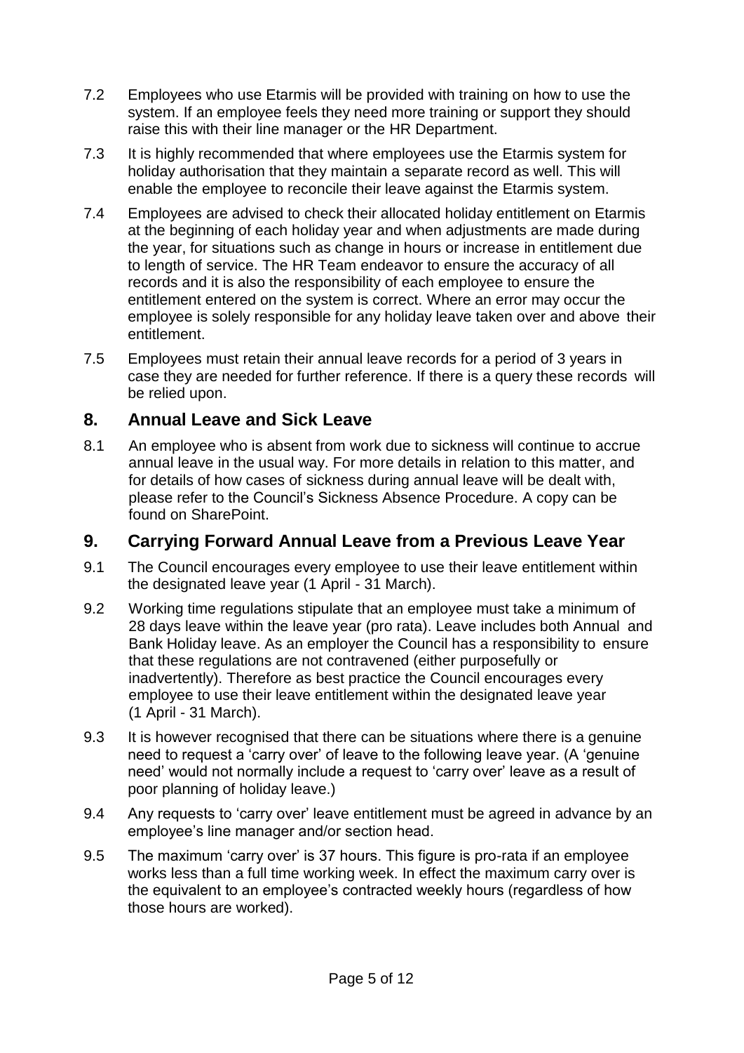7.2 Employees who use Etarmis will be provided with training on how to use the system. If an employee feels they need more training or support they should raise this with their line manager or the HR Department.

7.3 It is highly recommended that where employees use the Etarmis system for holiday authorisation that they maintain a separate record as well. This will enable the employee to reconcile their leave against the Etarmis system.

7.4 Employees are advised to check their allocated holiday entitlement on Etarmis at the beginning of each holiday year and when adjustments are made during the year, for situations such as change in hours or increase in entitlement due to length of service. The HR Team endeavor to ensure the accuracy of all records and it is also the responsibility of each employee to ensure the entitlement entered on the system is correct. Where an error may occur the employee is solely responsible for any holiday leave taken over and above their entitlement.

7.5 Employees must retain their annual leave records for a period of 3 years in case they are needed for further reference. If there is a query these records will be relied upon.

## 8. Annual Leave and Sick Leave

8.1 An employee who is absent from work due to sickness will continue to accrue annual leave in the usual way. For more details in relation to this matter, and for details of how cases of sickness during annual leave will be dealt with, please refer to the Council's Sickness Absence Procedure. A copy can be found on SharePoint.

## 9. Carrying Forward Annual Leave from a Previous Leave Year

9.1 The Council encourages every employee to use their leave entitlement within the designated leave year (1 April - 31 March).

9.2 Working time regulations stipulate that an employee must take a minimum of 28 days leave within the leave year (pro rata). Leave includes both Annual and Bank Holiday leave. As an employer the Council has a responsibility to ensure that these regulations are not contravened (either purposefully or inadvertently). Therefore as best practice the Council encourages every employee to use their leave entitlement within the designated leave year (1 April - 31 March).

9.3 It is however recognised that there can be situations where there is a genuine need to request a 'carry over' of leave to the following leave year. (A 'genuine need' would not normally include a request to 'carry over' leave as a result of poor planning of holiday leave.)

9.4 Any requests to 'carry over' leave entitlement must be agreed in advance by an employee's line manager and/or section head.

9.5 The maximum 'carry over' is 37 hours. This figure is pro-rata if an employee works less than a full time working week. In effect the maximum carry over is the equivalent to an employee's contracted weekly hours (regardless of how those hours are worked).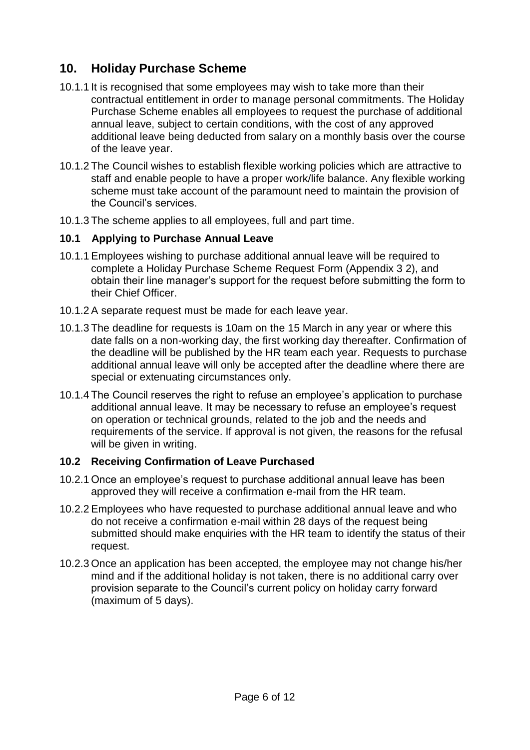## 10. Holiday Purchase Scheme

10.1.1 It is recognised that some employees may wish to take more than their contractual entitlement in order to manage personal commitments. The Holiday Purchase Scheme enables all employees to request the purchase of additional annual leave, subject to certain conditions, with the cost of any approved additional leave being deducted from salary on a monthly basis over the course of the leave year.

10.1.2 The Council wishes to establish flexible working policies which are attractive to staff and enable people to have a proper work/life balance. Any flexible working scheme must take account of the paramount need to maintain the provision of the Council's services.

10.1.3 The scheme applies to all employees, full and part time.

### 10.1 Applying to Purchase Annual Leave

10.1.1 Employees wishing to purchase additional annual leave will be required to complete a Holiday Purchase Scheme Request Form (Appendix 3 2), and obtain their line manager's support for the request before submitting the form to their Chief Officer.

10.1.2 A separate request must be made for each leave year.

10.1.3 The deadline for requests is 10am on the 15 March in any year or where this date falls on a non-working day, the first working day thereafter. Confirmation of the deadline will be published by the HR team each year. Requests to purchase additional annual leave will only be accepted after the deadline where there are special or extenuating circumstances only.

10.1.4 The Council reserves the right to refuse an employee's application to purchase additional annual leave. It may be necessary to refuse an employee's request on operation or technical grounds, related to the job and the needs and requirements of the service. If approval is not given, the reasons for the refusal will be given in writing.

### 10.2 Receiving Confirmation of Leave Purchased

10.2.1 Once an employee's request to purchase additional annual leave has been approved they will receive a confirmation e-mail from the HR team.

10.2.2 Employees who have requested to purchase additional annual leave and who do not receive a confirmation e-mail within 28 days of the request being submitted should make enquiries with the HR team to identify the status of their request.

10.2.3 Once an application has been accepted, the employee may not change his/her mind and if the additional holiday is not taken, there is no additional carry over provision separate to the Council's current policy on holiday carry forward (maximum of 5 days).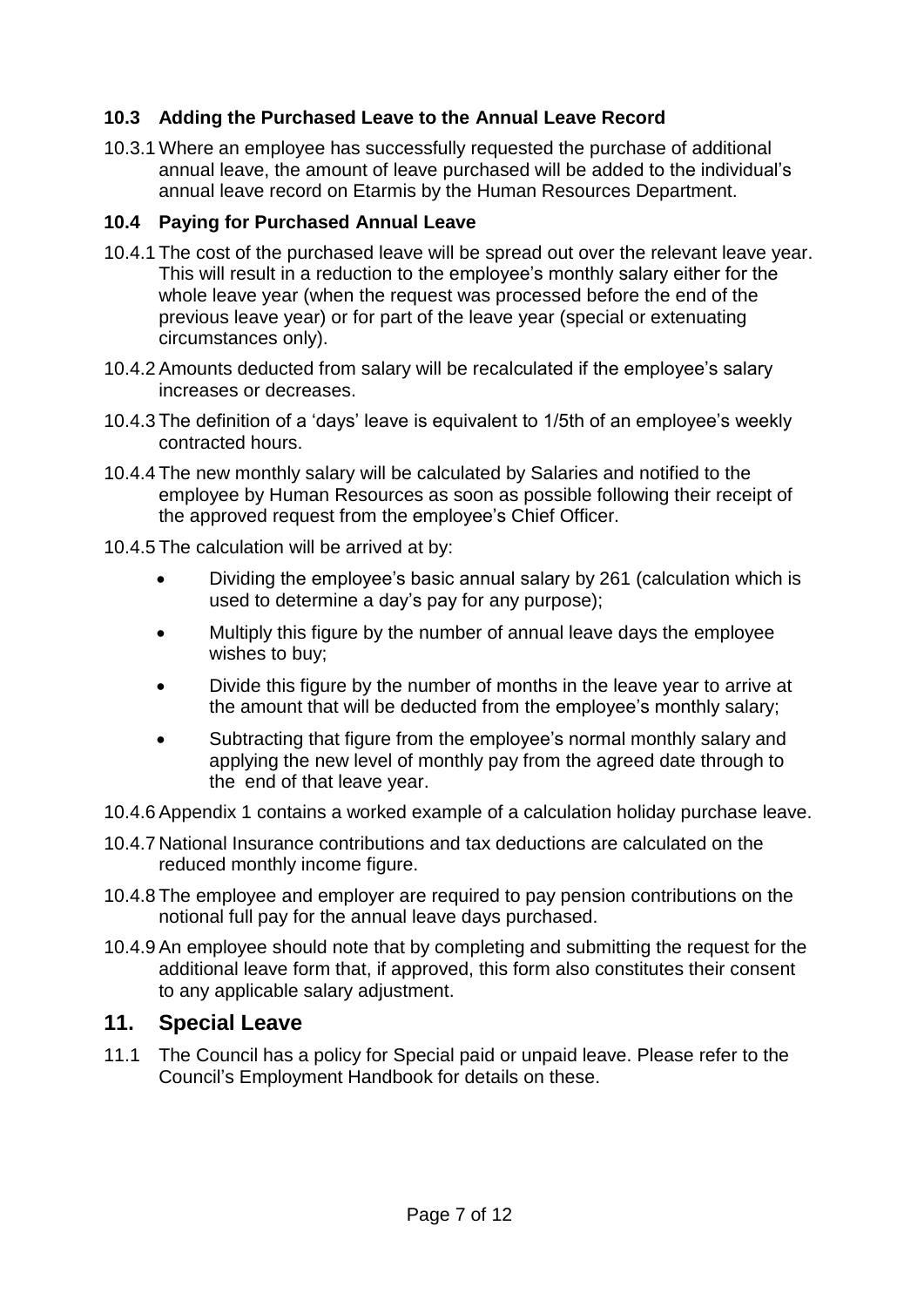### 10.3 Adding the Purchased Leave to the Annual Leave Record

10.3.1 Where an employee has successfully requested the purchase of additional annual leave, the amount of leave purchased will be added to the individual's annual leave record on Etarmis by the Human Resources Department.

### 10.4 Paying for Purchased Annual Leave

10.4.1 The cost of the purchased leave will be spread out over the relevant leave year. This will result in a reduction to the employee's monthly salary either for the whole leave year (when the request was processed before the end of the previous leave year) or for part of the leave year (special or extenuating circumstances only).

10.4.2 Amounts deducted from salary will be recalculated if the employee's salary increases or decreases.

10.4.3 The definition of a 'days' leave is equivalent to 1/5th of an employee's weekly contracted hours.

10.4.4 The new monthly salary will be calculated by Salaries and notified to the employee by Human Resources as soon as possible following their receipt of the approved request from the employee's Chief Officer.

10.4.5 The calculation will be arrived at by:

- Dividing the employee's basic annual salary by 261 (calculation which is used to determine a day's pay for any purpose);
- Multiply this figure by the number of annual leave days the employee wishes to buy;
- Divide this figure by the number of months in the leave year to arrive at the amount that will be deducted from the employee's monthly salary;
- Subtracting that figure from the employee's normal monthly salary and applying the new level of monthly pay from the agreed date through to the end of that leave year.

10.4.6 Appendix 1 contains a worked example of a calculation holiday purchase leave.

10.4.7 National Insurance contributions and tax deductions are calculated on the reduced monthly income figure.

10.4.8 The employee and employer are required to pay pension contributions on the notional full pay for the annual leave days purchased.

10.4.9 An employee should note that by completing and submitting the request for the additional leave form that, if approved, this form also constitutes their consent to any applicable salary adjustment.

## 11. Special Leave

11.1 The Council has a policy for Special paid or unpaid leave. Please refer to the Council's Employment Handbook for details on these.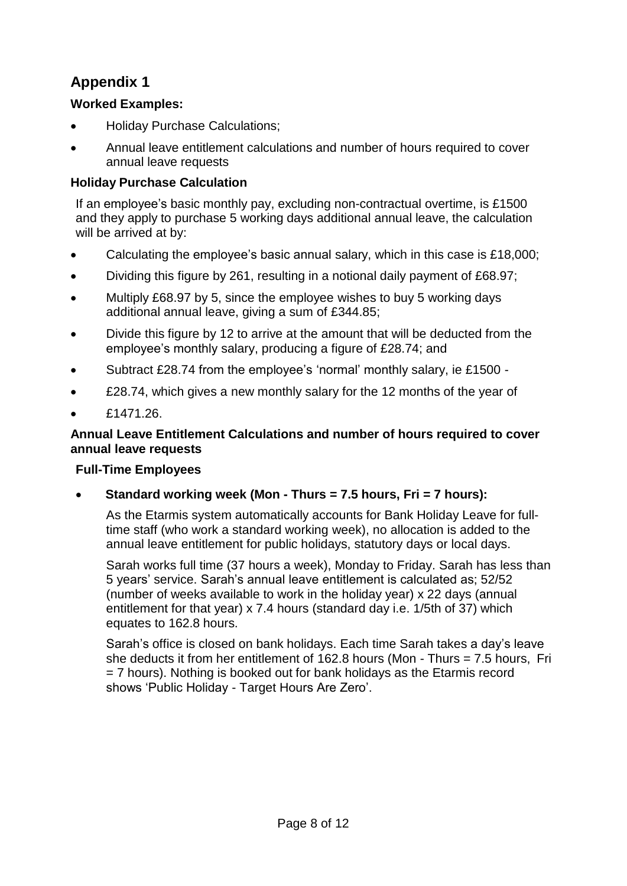## Appendix 1

**Worked Examples:**

- Holiday Purchase Calculations;
- Annual leave entitlement calculations and number of hours required to cover annual leave requests

### Holiday Purchase Calculation

If an employee's basic monthly pay, excluding non-contractual overtime, is £1500 and they apply to purchase 5 working days additional annual leave, the calculation will be arrived at by:

- Calculating the employee's basic annual salary, which in this case is £18,000;
- Dividing this figure by 261, resulting in a notional daily payment of £68.97;
- Multiply £68.97 by 5, since the employee wishes to buy 5 working days additional annual leave, giving a sum of £344.85;
- Divide this figure by 12 to arrive at the amount that will be deducted from the employee's monthly salary, producing a figure of £28.74; and
- Subtract £28.74 from the employee's 'normal' monthly salary, ie £1500 -
- £28.74, which gives a new monthly salary for the 12 months of the year of
- £1471.26.

### Annual Leave Entitlement Calculations and number of hours required to cover annual leave requests

**Full-Time Employees**

- **Standard working week (Mon - Thurs = 7.5 hours, Fri = 7 hours):**

  As the Etarmis system automatically accounts for Bank Holiday Leave for full-time staff (who work a standard working week), no allocation is added to the annual leave entitlement for public holidays, statutory days or local days.

  Sarah works full time (37 hours a week), Monday to Friday. Sarah has less than 5 years' service. Sarah's annual leave entitlement is calculated as; 52/52 (number of weeks available to work in the holiday year) x 22 days (annual entitlement for that year) x 7.4 hours (standard day i.e. 1/5th of 37) which equates to 162.8 hours.

  Sarah's office is closed on bank holidays. Each time Sarah takes a day's leave she deducts it from her entitlement of 162.8 hours (Mon - Thurs = 7.5 hours, Fri = 7 hours). Nothing is booked out for bank holidays as the Etarmis record shows 'Public Holiday - Target Hours Are Zero'.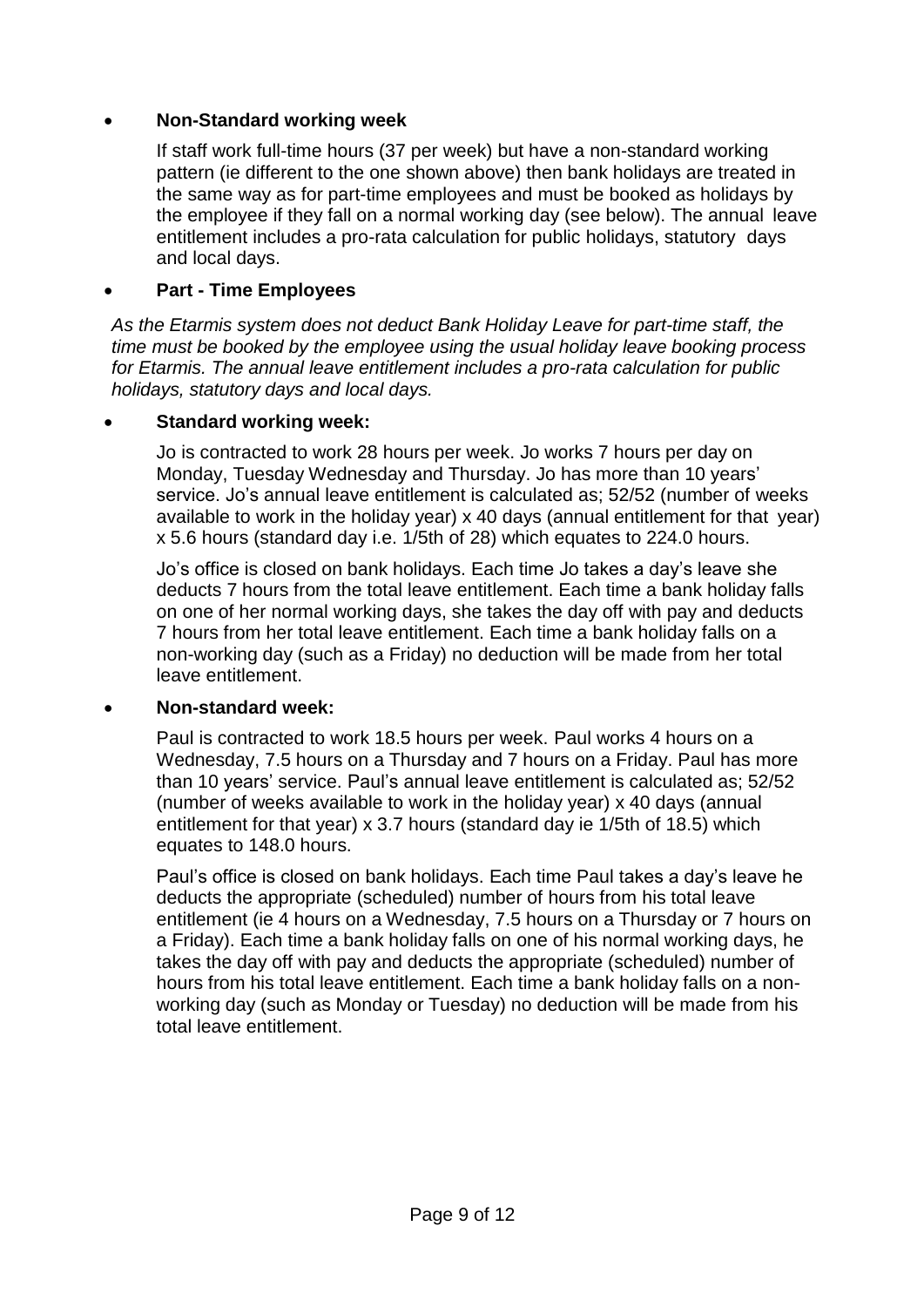- **Non-Standard working week**

  If staff work full-time hours (37 per week) but have a non-standard working pattern (ie different to the one shown above) then bank holidays are treated in the same way as for part-time employees and must be booked as holidays by the employee if they fall on a normal working day (see below). The annual leave entitlement includes a pro-rata calculation for public holidays, statutory days and local days.

- **Part - Time Employees**

*As the Etarmis system does not deduct Bank Holiday Leave for part-time staff, the time must be booked by the employee using the usual holiday leave booking process for Etarmis. The annual leave entitlement includes a pro-rata calculation for public holidays, statutory days and local days.*

- **Standard working week:**

  Jo is contracted to work 28 hours per week. Jo works 7 hours per day on Monday, Tuesday Wednesday and Thursday. Jo has more than 10 years' service. Jo's annual leave entitlement is calculated as; 52/52 (number of weeks available to work in the holiday year) x 40 days (annual entitlement for that year) x 5.6 hours (standard day i.e. 1/5th of 28) which equates to 224.0 hours.

  Jo's office is closed on bank holidays. Each time Jo takes a day's leave she deducts 7 hours from the total leave entitlement. Each time a bank holiday falls on one of her normal working days, she takes the day off with pay and deducts 7 hours from her total leave entitlement. Each time a bank holiday falls on a non-working day (such as a Friday) no deduction will be made from her total leave entitlement.

- **Non-standard week:**

  Paul is contracted to work 18.5 hours per week. Paul works 4 hours on a Wednesday, 7.5 hours on a Thursday and 7 hours on a Friday. Paul has more than 10 years' service. Paul's annual leave entitlement is calculated as; 52/52 (number of weeks available to work in the holiday year) x 40 days (annual entitlement for that year) x 3.7 hours (standard day ie 1/5th of 18.5) which equates to 148.0 hours.

  Paul's office is closed on bank holidays. Each time Paul takes a day's leave he deducts the appropriate (scheduled) number of hours from his total leave entitlement (ie 4 hours on a Wednesday, 7.5 hours on a Thursday or 7 hours on a Friday). Each time a bank holiday falls on one of his normal working days, he takes the day off with pay and deducts the appropriate (scheduled) number of hours from his total leave entitlement. Each time a bank holiday falls on a non-working day (such as Monday or Tuesday) no deduction will be made from his total leave entitlement.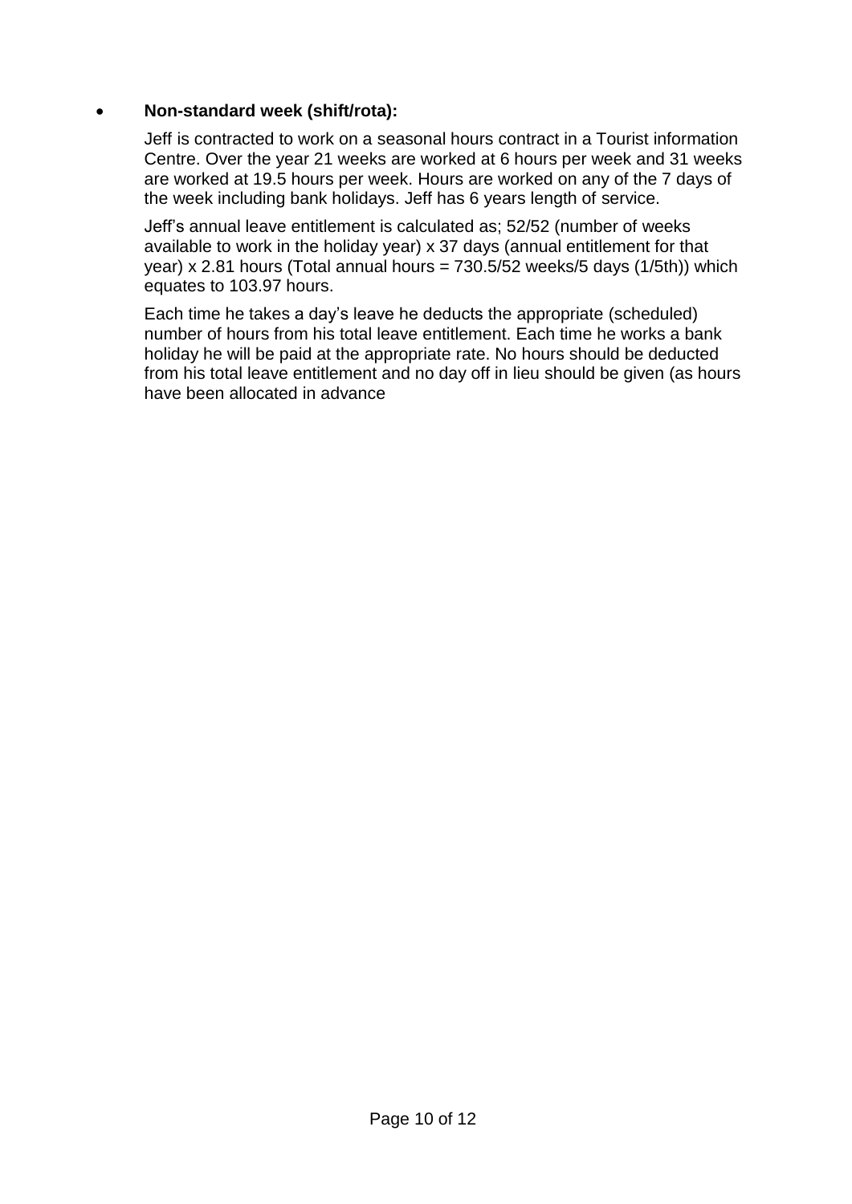- **Non-standard week (shift/rota):**

  Jeff is contracted to work on a seasonal hours contract in a Tourist information Centre. Over the year 21 weeks are worked at 6 hours per week and 31 weeks are worked at 19.5 hours per week. Hours are worked on any of the 7 days of the week including bank holidays. Jeff has 6 years length of service.

  Jeff's annual leave entitlement is calculated as; 52/52 (number of weeks available to work in the holiday year) x 37 days (annual entitlement for that year) x 2.81 hours (Total annual hours = 730.5/52 weeks/5 days (1/5th)) which equates to 103.97 hours.

  Each time he takes a day's leave he deducts the appropriate (scheduled) number of hours from his total leave entitlement. Each time he works a bank holiday he will be paid at the appropriate rate. No hours should be deducted from his total leave entitlement and no day off in lieu should be given (as hours have been allocated in advance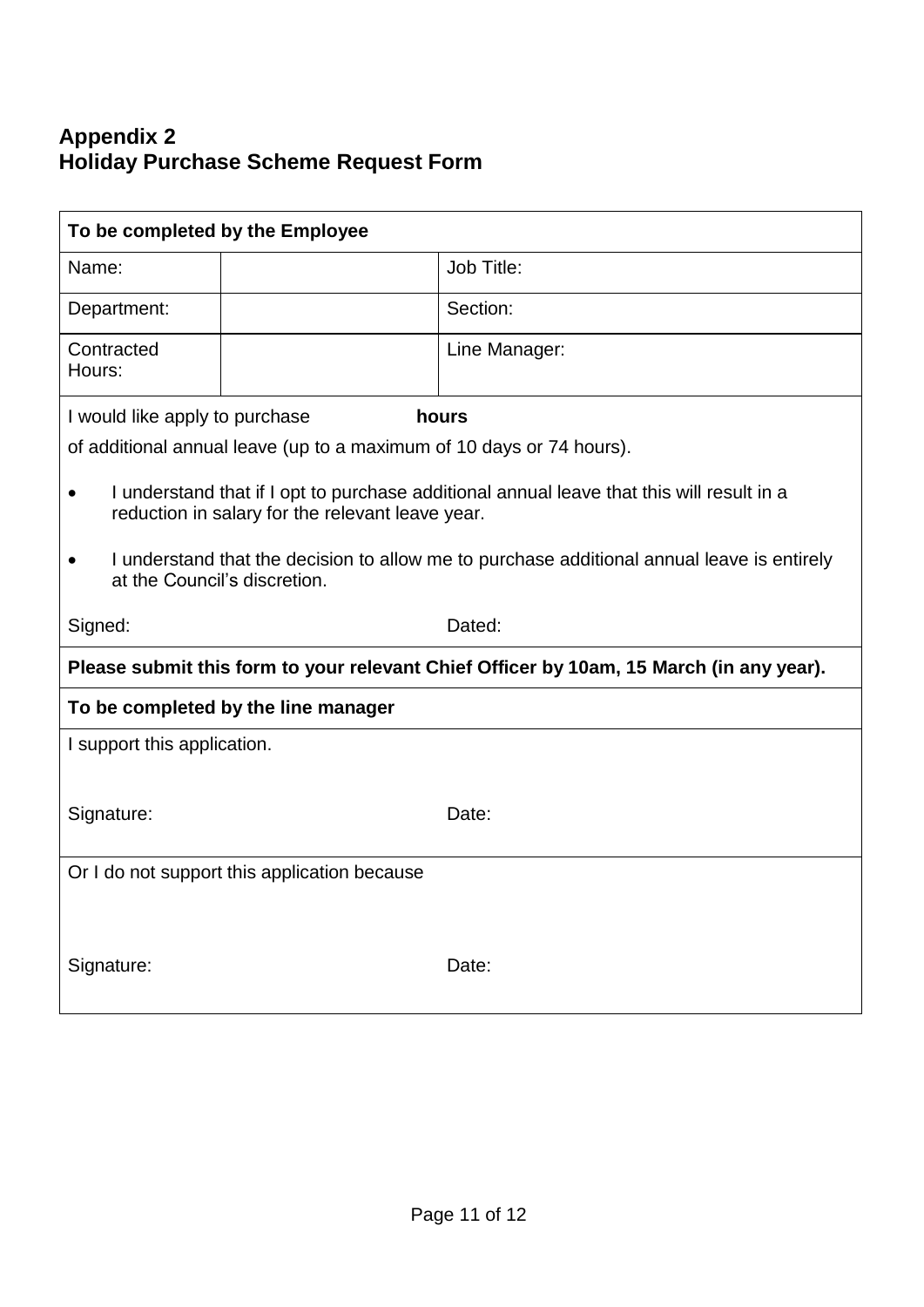## Appendix 2
## Holiday Purchase Scheme Request Form

| **To be completed by the Employee** | | |
|---|---|---|
| Name: | | Job Title: |
| Department: | | Section: |
| Contracted Hours: | | Line Manager: |

I would like apply to purchase **hours**

of additional annual leave (up to a maximum of 10 days or 74 hours).

- I understand that if I opt to purchase additional annual leave that this will result in a reduction in salary for the relevant leave year.
- I understand that the decision to allow me to purchase additional annual leave is entirely at the Council's discretion.

Signed: Dated:

**Please submit this form to your relevant Chief Officer by 10am, 15 March (in any year).**

**To be completed by the line manager**

I support this application.

Signature: Date:

Or I do not support this application because

Signature: Date: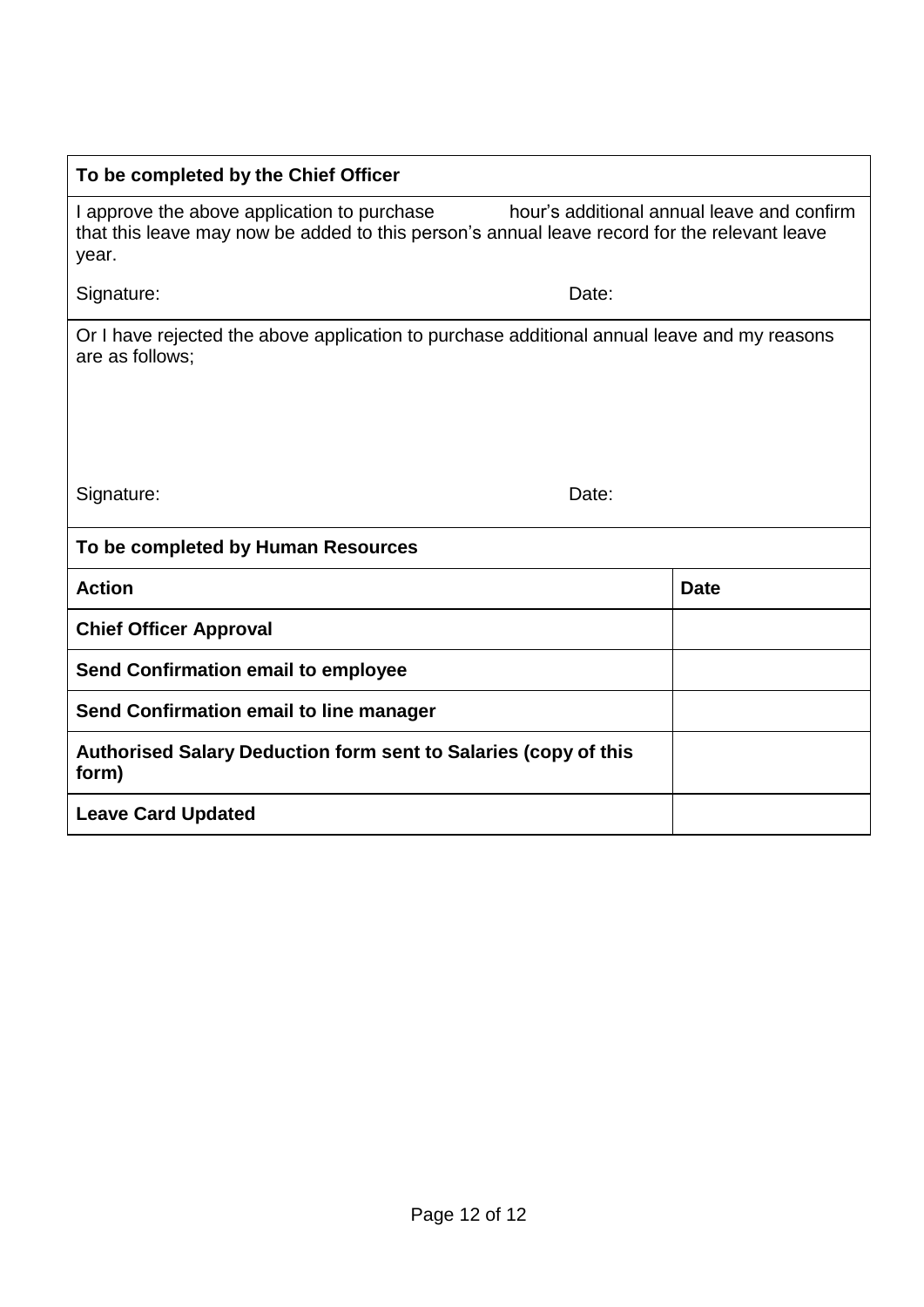**To be completed by the Chief Officer**

I approve the above application to purchase hour's additional annual leave and confirm that this leave may now be added to this person's annual leave record for the relevant leave year.

Signature: Date:

Or I have rejected the above application to purchase additional annual leave and my reasons are as follows;

Signature: Date:

**To be completed by Human Resources**

| **Action** | **Date** |
|---|---|
| **Chief Officer Approval** | |
| **Send Confirmation email to employee** | |
| **Send Confirmation email to line manager** | |
| **Authorised Salary Deduction form sent to Salaries (copy of this form)** | |
| **Leave Card Updated** | |